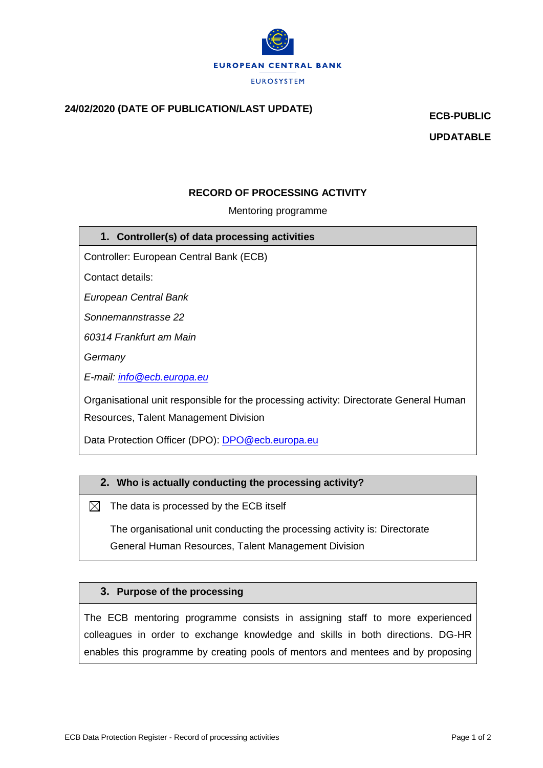EUROPEAN CENTRAL BANK

EUROSYSTEM

**24/02/2020 (DATE OF PUBLICATION/LAST UPDATE)**

**ECB-PUBLIC**

**UPDATABLE**

## RECORD OF PROCESSING ACTIVITY

Mentoring programme

### 1. Controller(s) of data processing activities

Controller: European Central Bank (ECB)

Contact details:

*European Central Bank*

*Sonnemannstrasse 22*

*60314 Frankfurt am Main*

*Germany*

*E-mail: [info@ecb.europa.eu](mailto:info@ecb.europa.eu)*

Organisational unit responsible for the processing activity: Directorate General Human Resources, Talent Management Division

Data Protection Officer (DPO): [DPO@ecb.europa.eu](mailto:DPO@ecb.europa.eu)

### 2. Who is actually conducting the processing activity?

☒ The data is processed by the ECB itself

The organisational unit conducting the processing activity is: Directorate General Human Resources, Talent Management Division

### 3. Purpose of the processing

The ECB mentoring programme consists in assigning staff to more experienced colleagues in order to exchange knowledge and skills in both directions. DG-HR enables this programme by creating pools of mentors and mentees and by proposing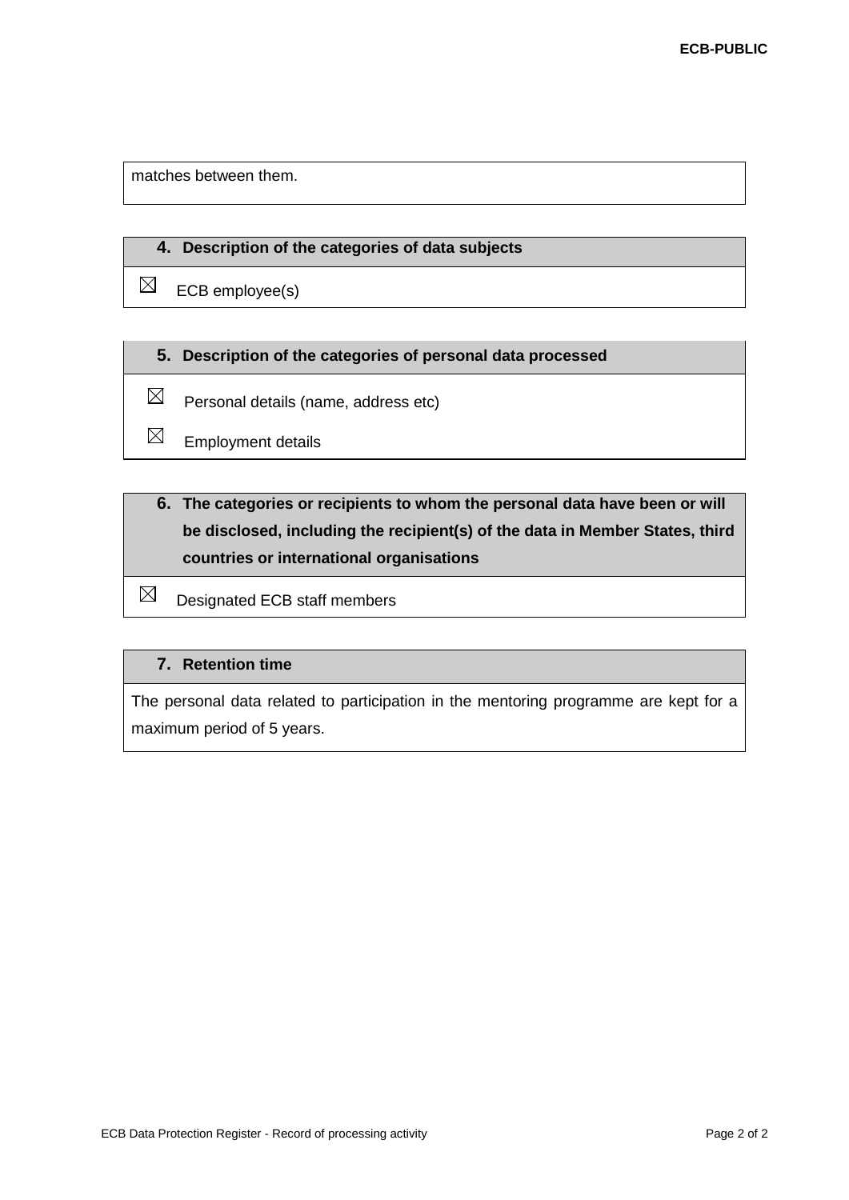matches between them.

**4. Description of the categories of data subjects**

☒ ECB employee(s)

**5. Description of the categories of personal data processed**

☒ Personal details (name, address etc)

☒ Employment details

**6. The categories or recipients to whom the personal data have been or will be disclosed, including the recipient(s) of the data in Member States, third countries or international organisations**

☒ Designated ECB staff members

**7. Retention time**

The personal data related to participation in the mentoring programme are kept for a maximum period of 5 years.